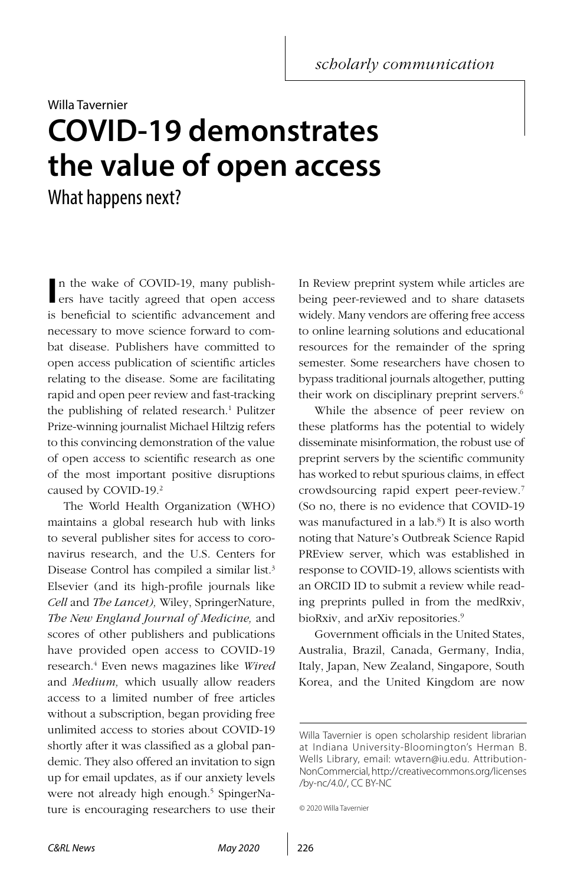*scholarly communication*

Willa Tavernier

# COVID-19 demonstrates the value of open access

## What happens next?

In the wake of COVID-19, many publishers have tacitly agreed that open access is beneficial to scientific advancement and necessary to move science forward to combat disease. Publishers have committed to open access publication of scientific articles relating to the disease. Some are facilitating rapid and open peer review and fast-tracking the publishing of related research.[1] Pulitzer Prize-winning journalist Michael Hiltzig refers to this convincing demonstration of the value of open access to scientific research as one of the most important positive disruptions caused by COVID-19.[2]

The World Health Organization (WHO) maintains a global research hub with links to several publisher sites for access to coronavirus research, and the U.S. Centers for Disease Control has compiled a similar list.[3] Elsevier (and its high-profile journals like *Cell* and *The Lancet),* Wiley, SpringerNature, *The New England Journal of Medicine,* and scores of other publishers and publications have provided open access to COVID-19 research.[4] Even news magazines like *Wired* and *Medium,* which usually allow readers access to a limited number of free articles without a subscription, began providing free unlimited access to stories about COVID-19 shortly after it was classified as a global pandemic. They also offered an invitation to sign up for email updates, as if our anxiety levels were not already high enough.[5] SpingerNature is encouraging researchers to use their In Review preprint system while articles are being peer-reviewed and to share datasets widely. Many vendors are offering free access to online learning solutions and educational resources for the remainder of the spring semester. Some researchers have chosen to bypass traditional journals altogether, putting their work on disciplinary preprint servers.[6]

While the absence of peer review on these platforms has the potential to widely disseminate misinformation, the robust use of preprint servers by the scientific community has worked to rebut spurious claims, in effect crowdsourcing rapid expert peer-review.[7] (So no, there is no evidence that COVID-19 was manufactured in a lab.[8]) It is also worth noting that Nature's Outbreak Science Rapid PREview server, which was established in response to COVID-19, allows scientists with an ORCID ID to submit a review while reading preprints pulled in from the medRxiv, bioRxiv, and arXiv repositories.[9]

Government officials in the United States, Australia, Brazil, Canada, Germany, India, Italy, Japan, New Zealand, Singapore, South Korea, and the United Kingdom are now

---

Willa Tavernier is open scholarship resident librarian at Indiana University-Bloomington's Herman B. Wells Library, email: wtavern@iu.edu. Attribution-NonCommercial, http://creativecommons.org/licenses/by-nc/4.0/, CC BY-NC

© 2020 Willa Tavernier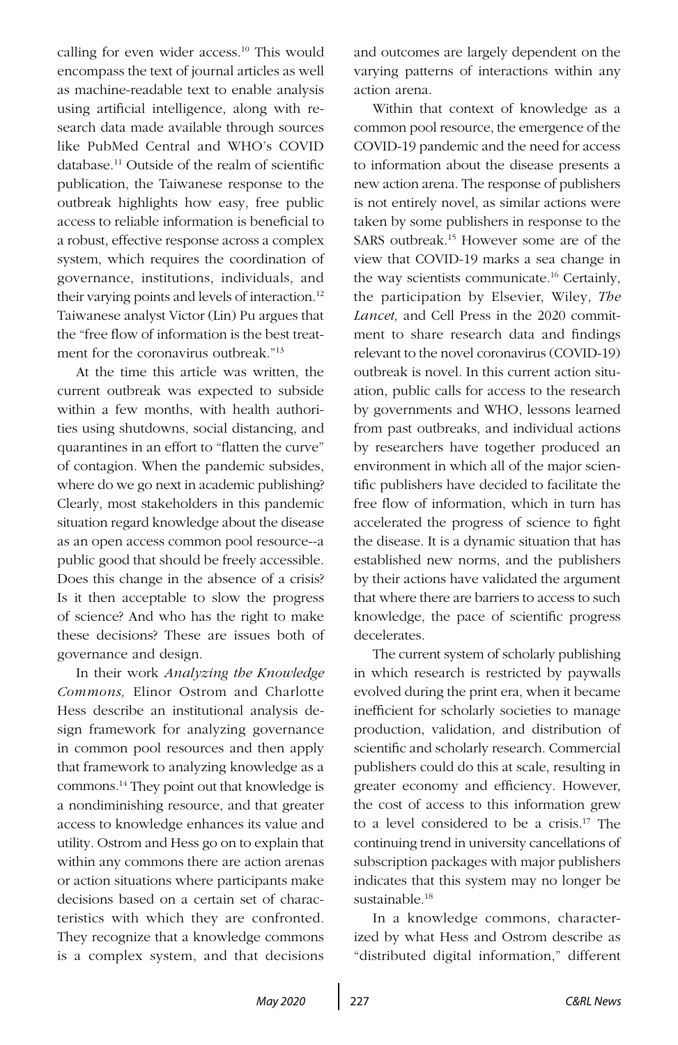calling for even wider access.[10] This would encompass the text of journal articles as well as machine-readable text to enable analysis using artificial intelligence, along with research data made available through sources like PubMed Central and WHO's COVID database.[11] Outside of the realm of scientific publication, the Taiwanese response to the outbreak highlights how easy, free public access to reliable information is beneficial to a robust, effective response across a complex system, which requires the coordination of governance, institutions, individuals, and their varying points and levels of interaction.[12] Taiwanese analyst Victor (Lin) Pu argues that the "free flow of information is the best treatment for the coronavirus outbreak."[13]

At the time this article was written, the current outbreak was expected to subside within a few months, with health authorities using shutdowns, social distancing, and quarantines in an effort to "flatten the curve" of contagion. When the pandemic subsides, where do we go next in academic publishing? Clearly, most stakeholders in this pandemic situation regard knowledge about the disease as an open access common pool resource--a public good that should be freely accessible. Does this change in the absence of a crisis? Is it then acceptable to slow the progress of science? And who has the right to make these decisions? These are issues both of governance and design.

In their work *Analyzing the Knowledge Commons,* Elinor Ostrom and Charlotte Hess describe an institutional analysis design framework for analyzing governance in common pool resources and then apply that framework to analyzing knowledge as a commons.[14] They point out that knowledge is a nondiminishing resource, and that greater access to knowledge enhances its value and utility. Ostrom and Hess go on to explain that within any commons there are action arenas or action situations where participants make decisions based on a certain set of characteristics with which they are confronted. They recognize that a knowledge commons is a complex system, and that decisions and outcomes are largely dependent on the varying patterns of interactions within any action arena.

Within that context of knowledge as a common pool resource, the emergence of the COVID-19 pandemic and the need for access to information about the disease presents a new action arena. The response of publishers is not entirely novel, as similar actions were taken by some publishers in response to the SARS outbreak.[15] However some are of the view that COVID-19 marks a sea change in the way scientists communicate.[16] Certainly, the participation by Elsevier, Wiley, *The Lancet,* and Cell Press in the 2020 commitment to share research data and findings relevant to the novel coronavirus (COVID-19) outbreak is novel. In this current action situation, public calls for access to the research by governments and WHO, lessons learned from past outbreaks, and individual actions by researchers have together produced an environment in which all of the major scientific publishers have decided to facilitate the free flow of information, which in turn has accelerated the progress of science to fight the disease. It is a dynamic situation that has established new norms, and the publishers by their actions have validated the argument that where there are barriers to access to such knowledge, the pace of scientific progress decelerates.

The current system of scholarly publishing in which research is restricted by paywalls evolved during the print era, when it became inefficient for scholarly societies to manage production, validation, and distribution of scientific and scholarly research. Commercial publishers could do this at scale, resulting in greater economy and efficiency. However, the cost of access to this information grew to a level considered to be a crisis.[17] The continuing trend in university cancellations of subscription packages with major publishers indicates that this system may no longer be sustainable.[18]

In a knowledge commons, characterized by what Hess and Ostrom describe as "distributed digital information," different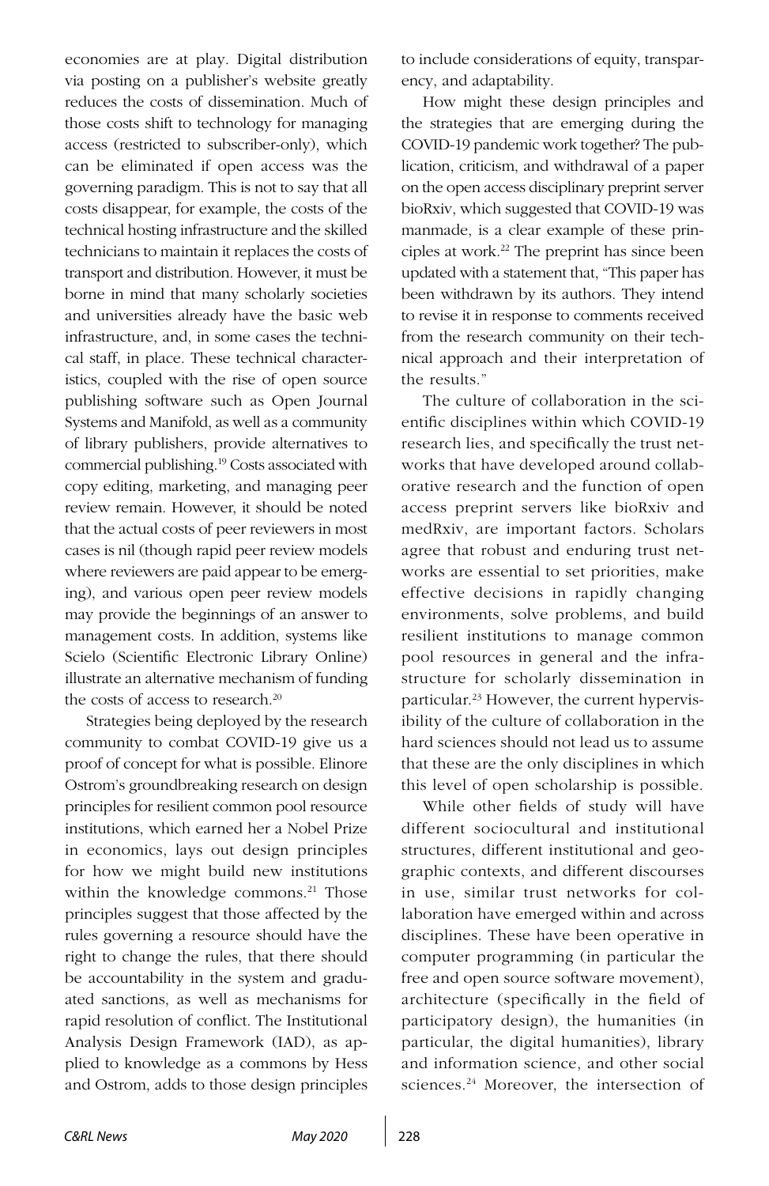economies are at play. Digital distribution via posting on a publisher's website greatly reduces the costs of dissemination. Much of those costs shift to technology for managing access (restricted to subscriber-only), which can be eliminated if open access was the governing paradigm. This is not to say that all costs disappear, for example, the costs of the technical hosting infrastructure and the skilled technicians to maintain it replaces the costs of transport and distribution. However, it must be borne in mind that many scholarly societies and universities already have the basic web infrastructure, and, in some cases the technical staff, in place. These technical characteristics, coupled with the rise of open source publishing software such as Open Journal Systems and Manifold, as well as a community of library publishers, provide alternatives to commercial publishing.[19] Costs associated with copy editing, marketing, and managing peer review remain. However, it should be noted that the actual costs of peer reviewers in most cases is nil (though rapid peer review models where reviewers are paid appear to be emerging), and various open peer review models may provide the beginnings of an answer to management costs. In addition, systems like Scielo (Scientific Electronic Library Online) illustrate an alternative mechanism of funding the costs of access to research.[20]

Strategies being deployed by the research community to combat COVID-19 give us a proof of concept for what is possible. Elinore Ostrom's groundbreaking research on design principles for resilient common pool resource institutions, which earned her a Nobel Prize in economics, lays out design principles for how we might build new institutions within the knowledge commons.[21] Those principles suggest that those affected by the rules governing a resource should have the right to change the rules, that there should be accountability in the system and graduated sanctions, as well as mechanisms for rapid resolution of conflict. The Institutional Analysis Design Framework (IAD), as applied to knowledge as a commons by Hess and Ostrom, adds to those design principles to include considerations of equity, transparency, and adaptability.

How might these design principles and the strategies that are emerging during the COVID-19 pandemic work together? The publication, criticism, and withdrawal of a paper on the open access disciplinary preprint server bioRxiv, which suggested that COVID-19 was manmade, is a clear example of these principles at work.[22] The preprint has since been updated with a statement that, "This paper has been withdrawn by its authors. They intend to revise it in response to comments received from the research community on their technical approach and their interpretation of the results."

The culture of collaboration in the scientific disciplines within which COVID-19 research lies, and specifically the trust networks that have developed around collaborative research and the function of open access preprint servers like bioRxiv and medRxiv, are important factors. Scholars agree that robust and enduring trust networks are essential to set priorities, make effective decisions in rapidly changing environments, solve problems, and build resilient institutions to manage common pool resources in general and the infrastructure for scholarly dissemination in particular.[23] However, the current hypervisibility of the culture of collaboration in the hard sciences should not lead us to assume that these are the only disciplines in which this level of open scholarship is possible.

While other fields of study will have different sociocultural and institutional structures, different institutional and geographic contexts, and different discourses in use, similar trust networks for collaboration have emerged within and across disciplines. These have been operative in computer programming (in particular the free and open source software movement), architecture (specifically in the field of participatory design), the humanities (in particular, the digital humanities), library and information science, and other social sciences.[24] Moreover, the intersection of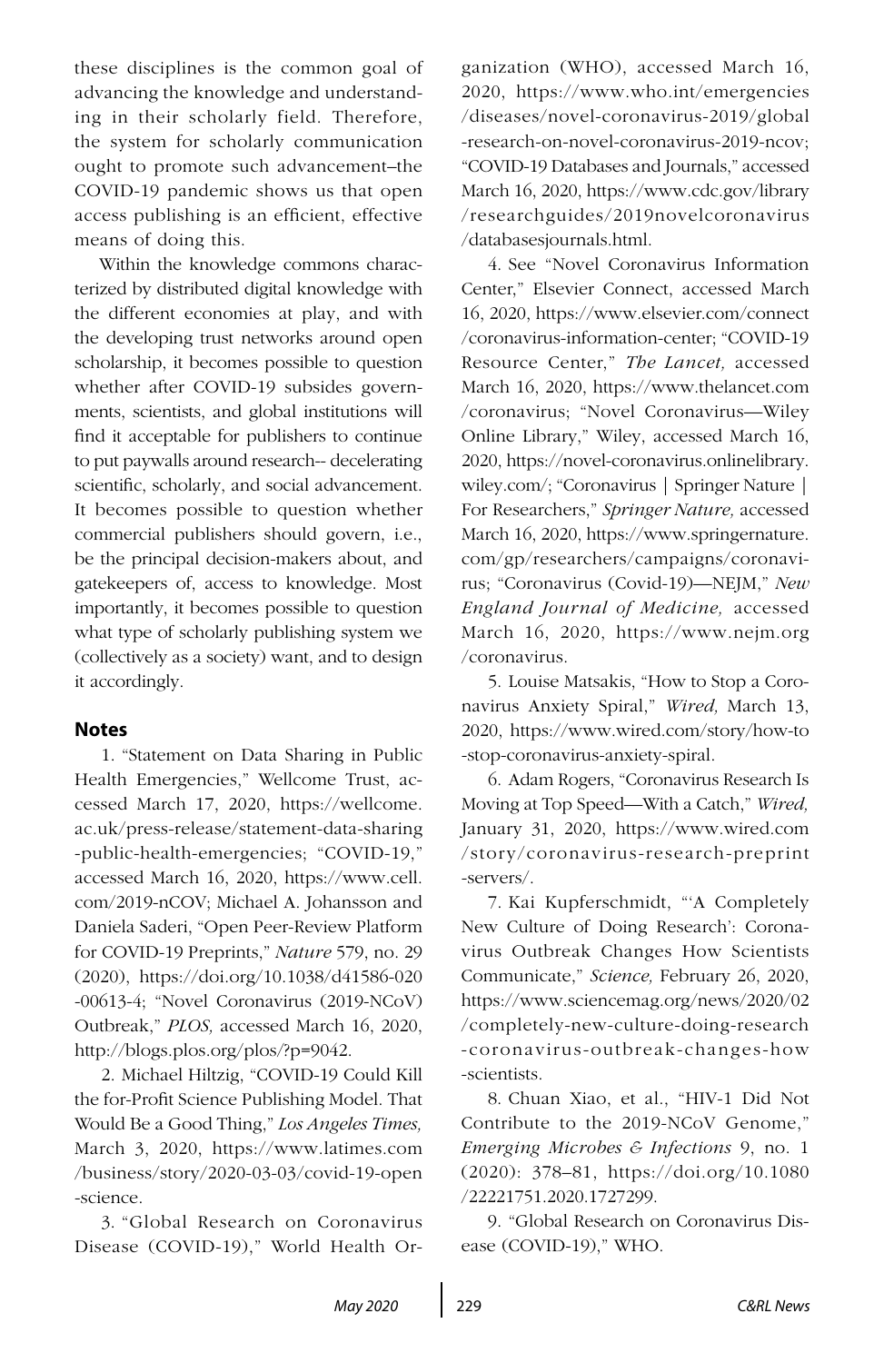these disciplines is the common goal of advancing the knowledge and understanding in their scholarly field. Therefore, the system for scholarly communication ought to promote such advancement–the COVID-19 pandemic shows us that open access publishing is an efficient, effective means of doing this.

Within the knowledge commons characterized by distributed digital knowledge with the different economies at play, and with the developing trust networks around open scholarship, it becomes possible to question whether after COVID-19 subsides governments, scientists, and global institutions will find it acceptable for publishers to continue to put paywalls around research-- decelerating scientific, scholarly, and social advancement. It becomes possible to question whether commercial publishers should govern, i.e., be the principal decision-makers about, and gatekeepers of, access to knowledge. Most importantly, it becomes possible to question what type of scholarly publishing system we (collectively as a society) want, and to design it accordingly.

## Notes

1. "Statement on Data Sharing in Public Health Emergencies," Wellcome Trust, accessed March 17, 2020, https://wellcome.ac.uk/press-release/statement-data-sharing-public-health-emergencies; "COVID-19," accessed March 16, 2020, https://www.cell.com/2019-nCOV; Michael A. Johansson and Daniela Saderi, "Open Peer-Review Platform for COVID-19 Preprints," *Nature* 579, no. 29 (2020), https://doi.org/10.1038/d41586-020-00613-4; "Novel Coronavirus (2019-NCoV) Outbreak," *PLOS,* accessed March 16, 2020, http://blogs.plos.org/plos/?p=9042.

2. Michael Hiltzig, "COVID-19 Could Kill the for-Profit Science Publishing Model. That Would Be a Good Thing," *Los Angeles Times,* March 3, 2020, https://www.latimes.com/business/story/2020-03-03/covid-19-open-science.

3. "Global Research on Coronavirus Disease (COVID-19)," World Health Organization (WHO), accessed March 16, 2020, https://www.who.int/emergencies/diseases/novel-coronavirus-2019/global-research-on-novel-coronavirus-2019-ncov; "COVID-19 Databases and Journals," accessed March 16, 2020, https://www.cdc.gov/library/researchguides/2019novelcoronavirus/databasesjournals.html.

4. See "Novel Coronavirus Information Center," Elsevier Connect, accessed March 16, 2020, https://www.elsevier.com/connect/coronavirus-information-center; "COVID-19 Resource Center," *The Lancet,* accessed March 16, 2020, https://www.thelancet.com/coronavirus; "Novel Coronavirus—Wiley Online Library," Wiley, accessed March 16, 2020, https://novel-coronavirus.onlinelibrary.wiley.com/; "Coronavirus | Springer Nature | For Researchers," *Springer Nature,* accessed March 16, 2020, https://www.springernature.com/gp/researchers/campaigns/coronavirus; "Coronavirus (Covid-19)—NEJM," *New England Journal of Medicine,* accessed March 16, 2020, https://www.nejm.org/coronavirus.

5. Louise Matsakis, "How to Stop a Coronavirus Anxiety Spiral," *Wired,* March 13, 2020, https://www.wired.com/story/how-to-stop-coronavirus-anxiety-spiral.

6. Adam Rogers, "Coronavirus Research Is Moving at Top Speed—With a Catch," *Wired,* January 31, 2020, https://www.wired.com/story/coronavirus-research-preprint-servers/.

7. Kai Kupferschmidt, "'A Completely New Culture of Doing Research': Coronavirus Outbreak Changes How Scientists Communicate," *Science,* February 26, 2020, https://www.sciencemag.org/news/2020/02/completely-new-culture-doing-research-coronavirus-outbreak-changes-how-scientists.

8. Chuan Xiao, et al., "HIV-1 Did Not Contribute to the 2019-NCoV Genome," *Emerging Microbes & Infections* 9, no. 1 (2020): 378–81, https://doi.org/10.1080/22221751.2020.1727299.

9. "Global Research on Coronavirus Disease (COVID-19)," WHO.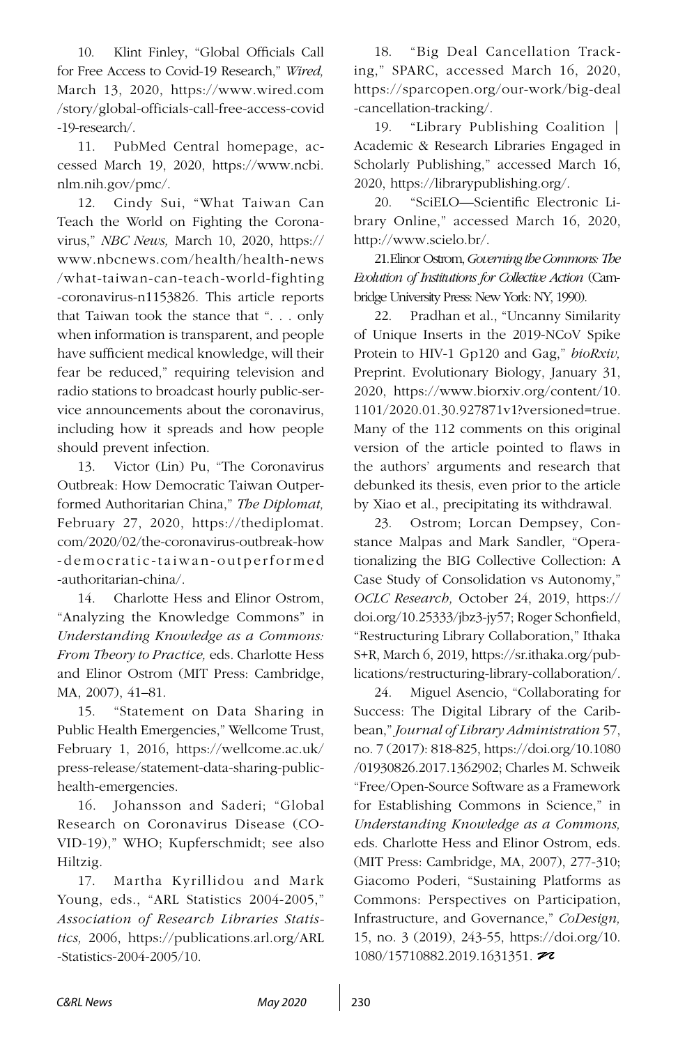10. Klint Finley, "Global Officials Call for Free Access to Covid-19 Research," *Wired,* March 13, 2020, https://www.wired.com/story/global-officials-call-free-access-covid-19-research/.

11. PubMed Central homepage, accessed March 19, 2020, https://www.ncbi.nlm.nih.gov/pmc/.

12. Cindy Sui, "What Taiwan Can Teach the World on Fighting the Coronavirus," *NBC News,* March 10, 2020, https://www.nbcnews.com/health/health-news/what-taiwan-can-teach-world-fighting-coronavirus-n1153826. This article reports that Taiwan took the stance that ". . . only when information is transparent, and people have sufficient medical knowledge, will their fear be reduced," requiring television and radio stations to broadcast hourly public-service announcements about the coronavirus, including how it spreads and how people should prevent infection.

13. Victor (Lin) Pu, "The Coronavirus Outbreak: How Democratic Taiwan Outperformed Authoritarian China," *The Diplomat,* February 27, 2020, https://thediplomat.com/2020/02/the-coronavirus-outbreak-how-democratic-taiwan-outperformed-authoritarian-china/.

14. Charlotte Hess and Elinor Ostrom, "Analyzing the Knowledge Commons" in *Understanding Knowledge as a Commons: From Theory to Practice,* eds. Charlotte Hess and Elinor Ostrom (MIT Press: Cambridge, MA, 2007), 41–81.

15. "Statement on Data Sharing in Public Health Emergencies," Wellcome Trust, February 1, 2016, https://wellcome.ac.uk/press-release/statement-data-sharing-public-health-emergencies.

16. Johansson and Saderi; "Global Research on Coronavirus Disease (COVID-19)," WHO; Kupferschmidt; see also Hiltzig.

17. Martha Kyrillidou and Mark Young, eds., "ARL Statistics 2004-2005," *Association of Research Libraries Statistics,* 2006, https://publications.arl.org/ARL-Statistics-2004-2005/10.

18. "Big Deal Cancellation Tracking," SPARC, accessed March 16, 2020, https://sparcopen.org/our-work/big-deal-cancellation-tracking/.

19. "Library Publishing Coalition | Academic & Research Libraries Engaged in Scholarly Publishing," accessed March 16, 2020, https://librarypublishing.org/.

20. "SciELO—Scientific Electronic Library Online," accessed March 16, 2020, http://www.scielo.br/.

21. Elinor Ostrom, *Governing the Commons: The Evolution of Institutions for Collective Action* (Cambridge University Press: New York: NY, 1990).

22. Pradhan et al., "Uncanny Similarity of Unique Inserts in the 2019-NCoV Spike Protein to HIV-1 Gp120 and Gag," *bioRxiv,* Preprint. Evolutionary Biology, January 31, 2020, https://www.biorxiv.org/content/10.1101/2020.01.30.927871v1?versioned=true. Many of the 112 comments on this original version of the article pointed to flaws in the authors' arguments and research that debunked its thesis, even prior to the article by Xiao et al., precipitating its withdrawal.

23. Ostrom; Lorcan Dempsey, Constance Malpas and Mark Sandler, "Operationalizing the BIG Collective Collection: A Case Study of Consolidation vs Autonomy," *OCLC Research,* October 24, 2019, https://doi.org/10.25333/jbz3-jy57; Roger Schonfield, "Restructuring Library Collaboration," Ithaka S+R, March 6, 2019, https://sr.ithaka.org/publications/restructuring-library-collaboration/.

24. Miguel Asencio, "Collaborating for Success: The Digital Library of the Caribbean," *Journal of Library Administration* 57, no. 7 (2017): 818-825, https://doi.org/10.1080/01930826.2017.1362902; Charles M. Schweik "Free/Open-Source Software as a Framework for Establishing Commons in Science," in *Understanding Knowledge as a Commons,* eds. Charlotte Hess and Elinor Ostrom, eds. (MIT Press: Cambridge, MA, 2007), 277-310; Giacomo Poderi, "Sustaining Platforms as Commons: Perspectives on Participation, Infrastructure, and Governance," *CoDesign,* 15, no. 3 (2019), 243-55, https://doi.org/10.1080/15710882.2019.1631351.